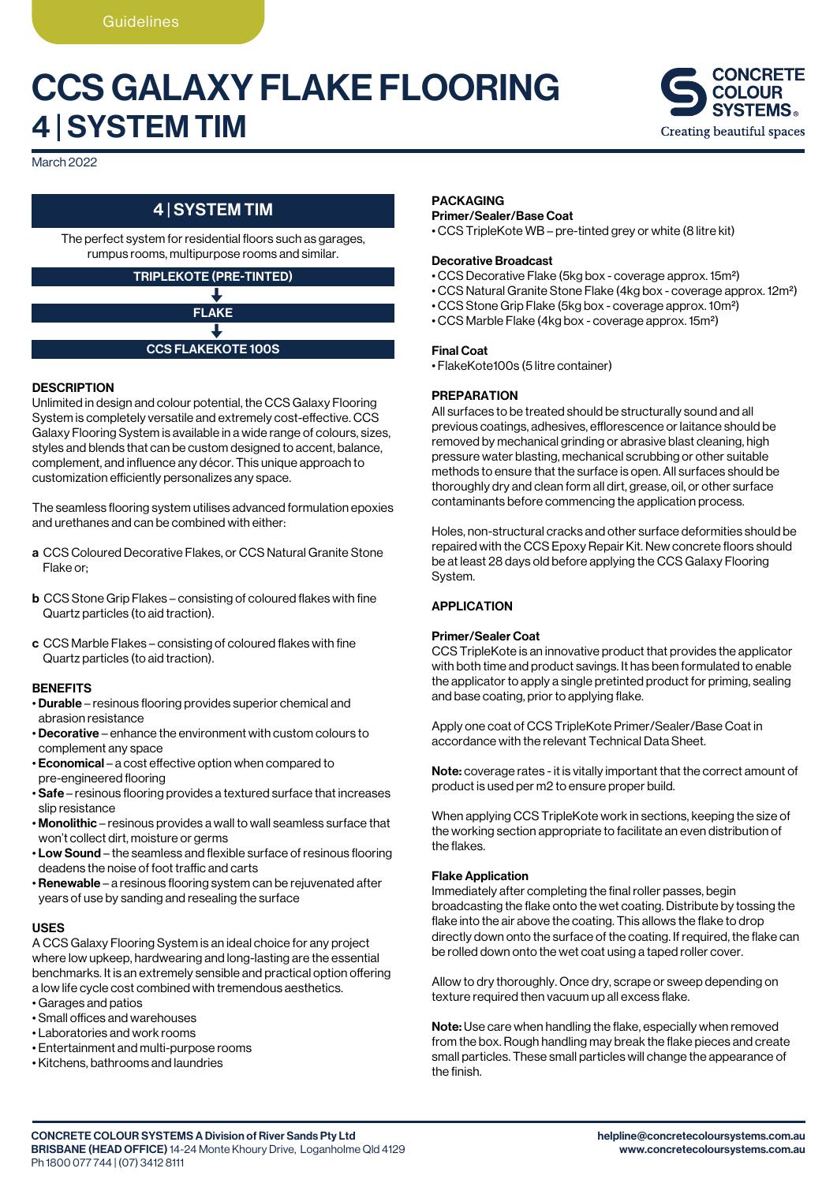Guidelines

# CCS GALAXY FLAKE FLOORING
# 4 | SYSTEM TIM

March 2022

## 4 | SYSTEM TIM

The perfect system for residential floors such as garages, rumpus rooms, multipurpose rooms and similar.

**TRIPLEKOTE (PRE-TINTED)**
↓
**FLAKE**
↓
**CCS FLAKEKOTE 100S**

### DESCRIPTION

Unlimited in design and colour potential, the CCS Galaxy Flooring System is completely versatile and extremely cost-effective. CCS Galaxy Flooring System is available in a wide range of colours, sizes, styles and blends that can be custom designed to accent, balance, complement, and influence any décor. This unique approach to customization efficiently personalizes any space.

The seamless flooring system utilises advanced formulation epoxies and urethanes and can be combined with either:

**a** CCS Coloured Decorative Flakes, or CCS Natural Granite Stone Flake or;

**b** CCS Stone Grip Flakes – consisting of coloured flakes with fine Quartz particles (to aid traction).

**c** CCS Marble Flakes – consisting of coloured flakes with fine Quartz particles (to aid traction).

### BENEFITS

- **Durable** – resinous flooring provides superior chemical and abrasion resistance
- **Decorative** – enhance the environment with custom colours to complement any space
- **Economical** – a cost effective option when compared to pre-engineered flooring
- **Safe** – resinous flooring provides a textured surface that increases slip resistance
- **Monolithic** – resinous provides a wall to wall seamless surface that won't collect dirt, moisture or germs
- **Low Sound** – the seamless and flexible surface of resinous flooring deadens the noise of foot traffic and carts
- **Renewable** – a resinous flooring system can be rejuvenated after years of use by sanding and resealing the surface

### USES

A CCS Galaxy Flooring System is an ideal choice for any project where low upkeep, hardwearing and long-lasting are the essential benchmarks. It is an extremely sensible and practical option offering a low life cycle cost combined with tremendous aesthetics.

- Garages and patios
- Small offices and warehouses
- Laboratories and work rooms
- Entertainment and multi-purpose rooms
- Kitchens, bathrooms and laundries

### PACKAGING

**Primer/Sealer/Base Coat**

- CCS TripleKote WB – pre-tinted grey or white (8 litre kit)

**Decorative Broadcast**

- CCS Decorative Flake (5kg box - coverage approx. 15m²)
- CCS Natural Granite Stone Flake (4kg box - coverage approx. 12m²)
- CCS Stone Grip Flake (5kg box - coverage approx. 10m²)
- CCS Marble Flake (4kg box - coverage approx. 15m²)

**Final Coat**

- FlakeKote100s (5 litre container)

### PREPARATION

All surfaces to be treated should be structurally sound and all previous coatings, adhesives, efflorescence or laitance should be removed by mechanical grinding or abrasive blast cleaning, high pressure water blasting, mechanical scrubbing or other suitable methods to ensure that the surface is open. All surfaces should be thoroughly dry and clean form all dirt, grease, oil, or other surface contaminants before commencing the application process.

Holes, non-structural cracks and other surface deformities should be repaired with the CCS Epoxy Repair Kit. New concrete floors should be at least 28 days old before applying the CCS Galaxy Flooring System.

### APPLICATION

**Primer/Sealer Coat**

CCS TripleKote is an innovative product that provides the applicator with both time and product savings. It has been formulated to enable the applicator to apply a single pretinted product for priming, sealing and base coating, prior to applying flake.

Apply one coat of CCS TripleKote Primer/Sealer/Base Coat in accordance with the relevant Technical Data Sheet.

**Note:** coverage rates - it is vitally important that the correct amount of product is used per m2 to ensure proper build.

When applying CCS TripleKote work in sections, keeping the size of the working section appropriate to facilitate an even distribution of the flakes.

**Flake Application**

Immediately after completing the final roller passes, begin broadcasting the flake onto the wet coating. Distribute by tossing the flake into the air above the coating. This allows the flake to drop directly down onto the surface of the coating. If required, the flake can be rolled down onto the wet coat using a taped roller cover.

Allow to dry thoroughly. Once dry, scrape or sweep depending on texture required then vacuum up all excess flake.

**Note:** Use care when handling the flake, especially when removed from the box. Rough handling may break the flake pieces and create small particles. These small particles will change the appearance of the finish.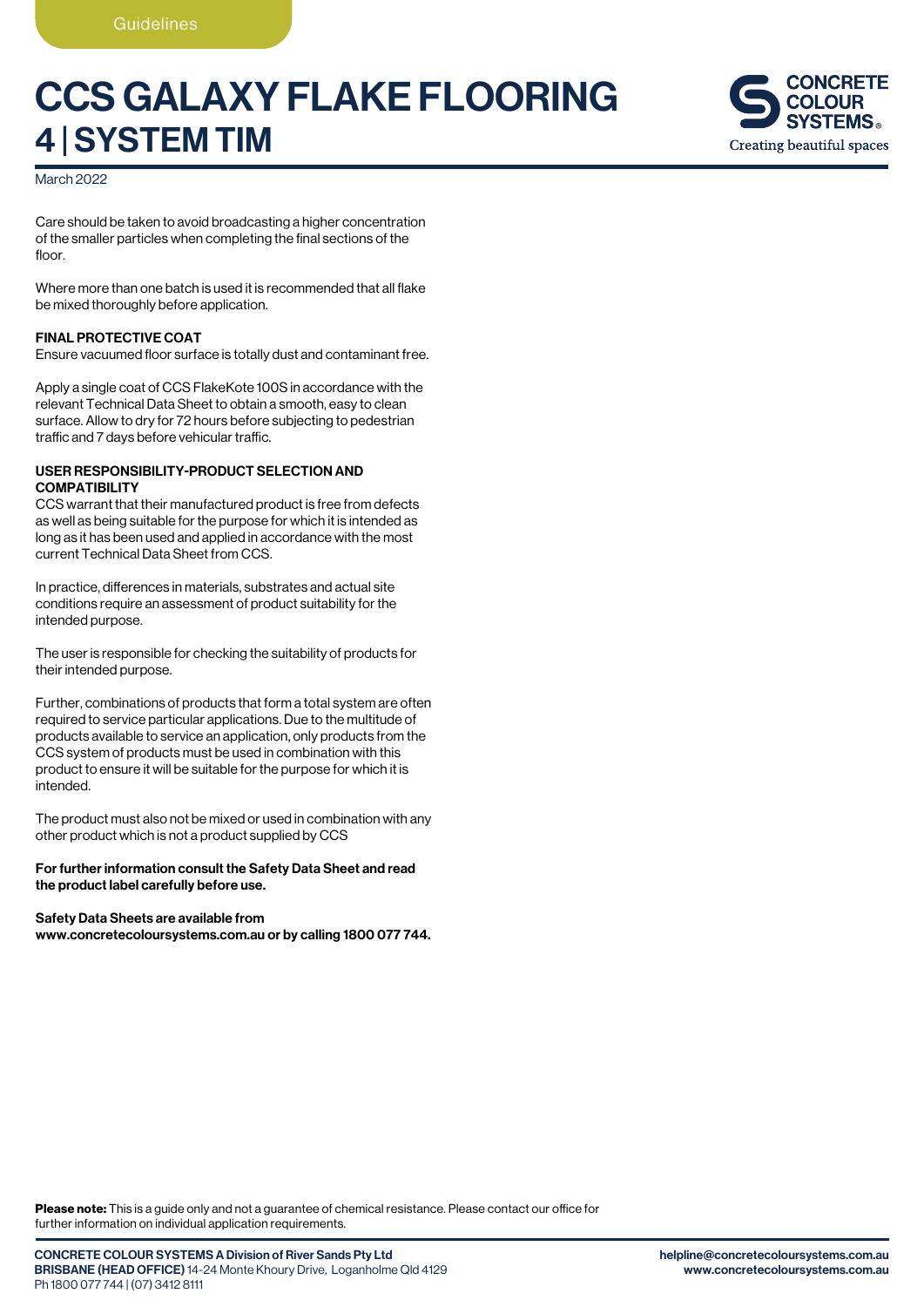# CCS GALAXY FLAKE FLOORING

## 4 | SYSTEM TIM

March 2022

Care should be taken to avoid broadcasting a higher concentration of the smaller particles when completing the final sections of the floor.

Where more than one batch is used it is recommended that all flake be mixed thoroughly before application.

### FINAL PROTECTIVE COAT

Ensure vacuumed floor surface is totally dust and contaminant free.

Apply a single coat of CCS FlakeKote 100S in accordance with the relevant Technical Data Sheet to obtain a smooth, easy to clean surface. Allow to dry for 72 hours before subjecting to pedestrian traffic and 7 days before vehicular traffic.

### USER RESPONSIBILITY-PRODUCT SELECTION AND COMPATIBILITY

CCS warrant that their manufactured product is free from defects as well as being suitable for the purpose for which it is intended as long as it has been used and applied in accordance with the most current Technical Data Sheet from CCS.

In practice, differences in materials, substrates and actual site conditions require an assessment of product suitability for the intended purpose.

The user is responsible for checking the suitability of products for their intended purpose.

Further, combinations of products that form a total system are often required to service particular applications. Due to the multitude of products available to service an application, only products from the CCS system of products must be used in combination with this product to ensure it will be suitable for the purpose for which it is intended.

The product must also not be mixed or used in combination with any other product which is not a product supplied by CCS

**For further information consult the Safety Data Sheet and read the product label carefully before use.**

**Safety Data Sheets are available from www.concretecoloursystems.com.au or by calling 1800 077 744.**

**Please note:** This is a guide only and not a guarantee of chemical resistance. Please contact our office for further information on individual application requirements.

**CONCRETE COLOUR SYSTEMS A Division of River Sands Pty Ltd**
**BRISBANE (HEAD OFFICE)** 14-24 Monte Khoury Drive, Loganholme Qld 4129
Ph 1800 077 744 | (07) 3412 8111

**helpline@concretecoloursystems.com.au**
**www.concretecoloursystems.com.au**